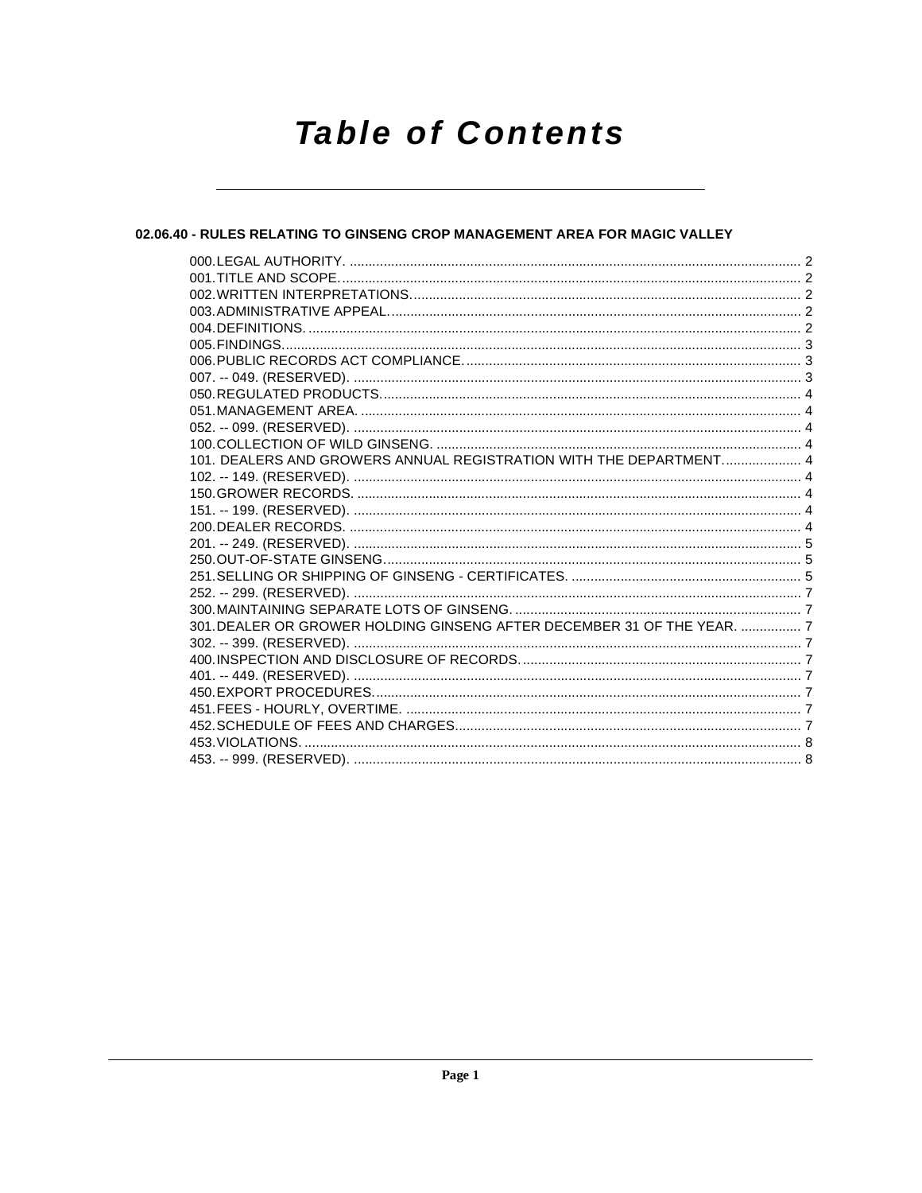# Table of Contents

## 02.06.40 - RULES RELATING TO GINSENG CROP MANAGEMENT AREA FOR MAGIC VALLEY

000. LEGAL AUTHORITY. .......... 2
001. TITLE AND SCOPE. .......... 2
002. WRITTEN INTERPRETATIONS. .......... 2
003. ADMINISTRATIVE APPEAL. .......... 2
004. DEFINITIONS. .......... 2
005. FINDINGS. .......... 3
006. PUBLIC RECORDS ACT COMPLIANCE. .......... 3
007. -- 049. (RESERVED). .......... 3
050. REGULATED PRODUCTS. .......... 4
051. MANAGEMENT AREA. .......... 4
052. -- 099. (RESERVED). .......... 4
100. COLLECTION OF WILD GINSENG. .......... 4
101. DEALERS AND GROWERS ANNUAL REGISTRATION WITH THE DEPARTMENT. .......... 4
102. -- 149. (RESERVED). .......... 4
150. GROWER RECORDS. .......... 4
151. -- 199. (RESERVED). .......... 4
200. DEALER RECORDS. .......... 4
201. -- 249. (RESERVED). .......... 5
250. OUT-OF-STATE GINSENG. .......... 5
251. SELLING OR SHIPPING OF GINSENG - CERTIFICATES. .......... 5
252. -- 299. (RESERVED). .......... 7
300. MAINTAINING SEPARATE LOTS OF GINSENG. .......... 7
301. DEALER OR GROWER HOLDING GINSENG AFTER DECEMBER 31 OF THE YEAR. .......... 7
302. -- 399. (RESERVED). .......... 7
400. INSPECTION AND DISCLOSURE OF RECORDS. .......... 7
401. -- 449. (RESERVED). .......... 7
450. EXPORT PROCEDURES. .......... 7
451. FEES - HOURLY, OVERTIME. .......... 7
452. SCHEDULE OF FEES AND CHARGES. .......... 7
453. VIOLATIONS. .......... 8
453. -- 999. (RESERVED). .......... 8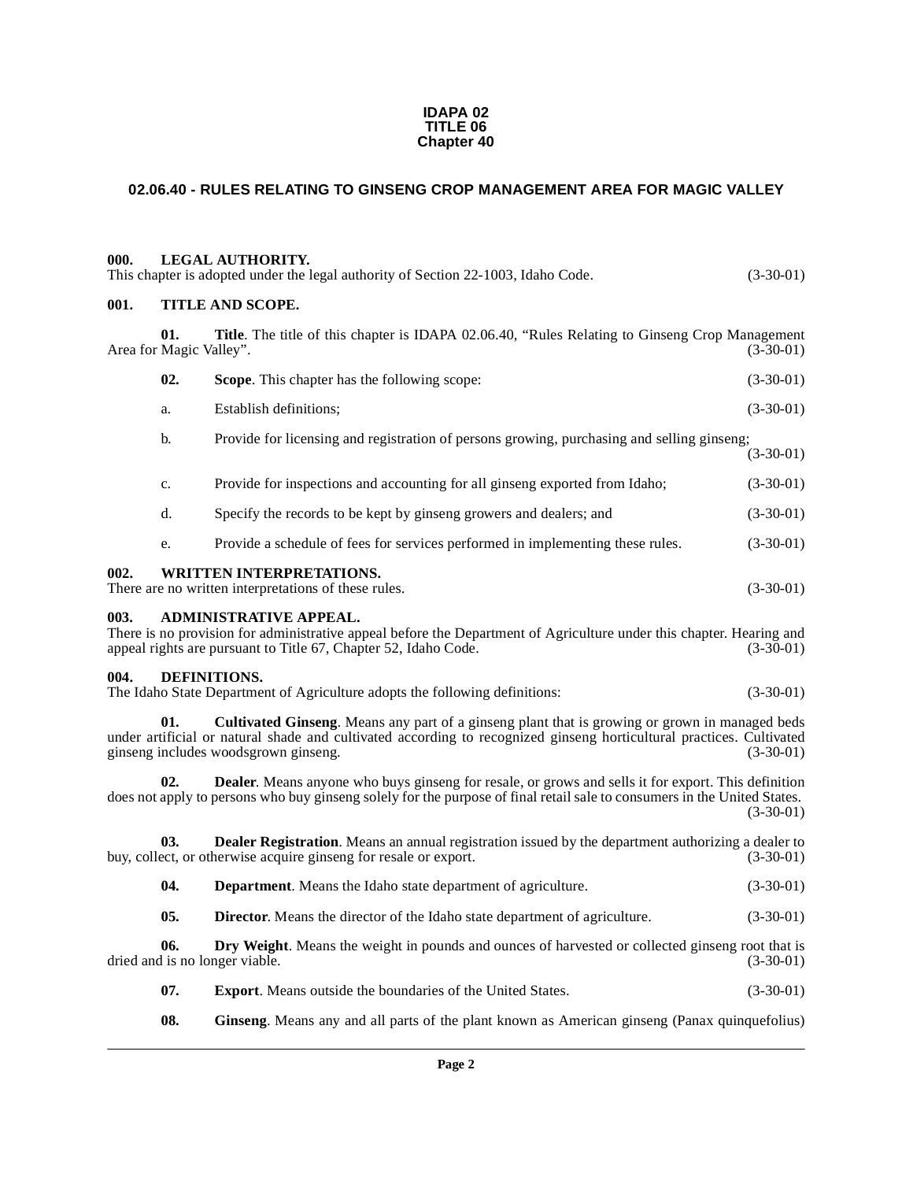**IDAPA 02**
**TITLE 06**
**Chapter 40**

## 02.06.40 - RULES RELATING TO GINSENG CROP MANAGEMENT AREA FOR MAGIC VALLEY

### 000. LEGAL AUTHORITY.

This chapter is adopted under the legal authority of Section 22-1003, Idaho Code. (3-30-01)

### 001. TITLE AND SCOPE.

**01. Title**. The title of this chapter is IDAPA 02.06.40, "Rules Relating to Ginseng Crop Management Area for Magic Valley". (3-30-01)

**02. Scope**. This chapter has the following scope: (3-30-01)

a. Establish definitions; (3-30-01)

b. Provide for licensing and registration of persons growing, purchasing and selling ginseng; (3-30-01)

c. Provide for inspections and accounting for all ginseng exported from Idaho; (3-30-01)

d. Specify the records to be kept by ginseng growers and dealers; and (3-30-01)

e. Provide a schedule of fees for services performed in implementing these rules. (3-30-01)

### 002. WRITTEN INTERPRETATIONS.

There are no written interpretations of these rules. (3-30-01)

### 003. ADMINISTRATIVE APPEAL.

There is no provision for administrative appeal before the Department of Agriculture under this chapter. Hearing and appeal rights are pursuant to Title 67, Chapter 52, Idaho Code. (3-30-01)

### 004. DEFINITIONS.

The Idaho State Department of Agriculture adopts the following definitions: (3-30-01)

**01. Cultivated Ginseng**. Means any part of a ginseng plant that is growing or grown in managed beds under artificial or natural shade and cultivated according to recognized ginseng horticultural practices. Cultivated ginseng includes woodsgrown ginseng. (3-30-01)

**02. Dealer**. Means anyone who buys ginseng for resale, or grows and sells it for export. This definition does not apply to persons who buy ginseng solely for the purpose of final retail sale to consumers in the United States. (3-30-01)

**03. Dealer Registration**. Means an annual registration issued by the department authorizing a dealer to buy, collect, or otherwise acquire ginseng for resale or export. (3-30-01)

**04. Department**. Means the Idaho state department of agriculture. (3-30-01)

**05. Director**. Means the director of the Idaho state department of agriculture. (3-30-01)

**06. Dry Weight**. Means the weight in pounds and ounces of harvested or collected ginseng root that is dried and is no longer viable. (3-30-01)

**07. Export**. Means outside the boundaries of the United States. (3-30-01)

**08. Ginseng**. Means any and all parts of the plant known as American ginseng (Panax quinquefolius)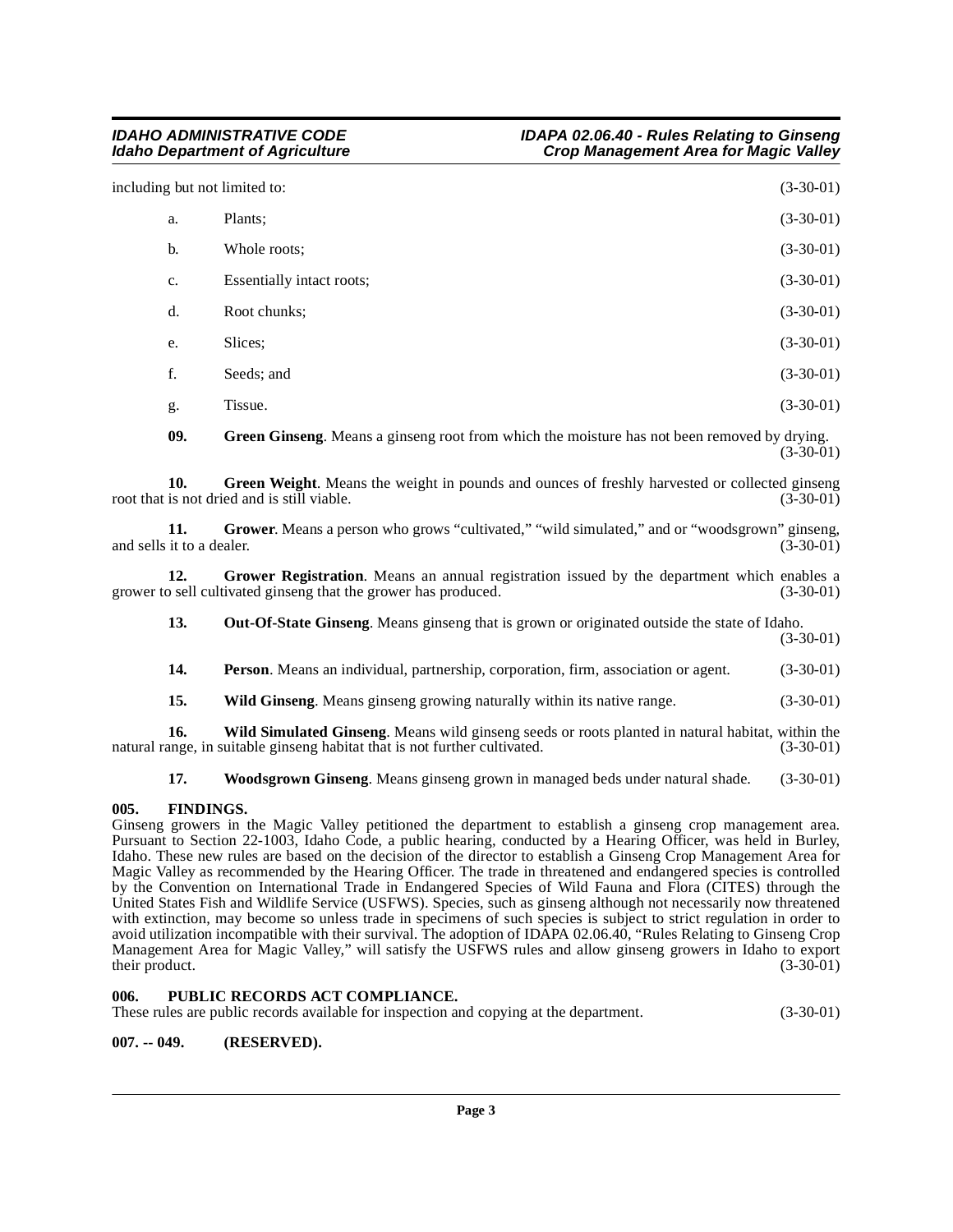including but not limited to: (3-30-01)

a. Plants; (3-30-01)

b. Whole roots; (3-30-01)

c. Essentially intact roots; (3-30-01)

d. Root chunks; (3-30-01)

e. Slices; (3-30-01)

f. Seeds; and (3-30-01)

g. Tissue. (3-30-01)

**09. Green Ginseng**. Means a ginseng root from which the moisture has not been removed by drying. (3-30-01)

**10. Green Weight**. Means the weight in pounds and ounces of freshly harvested or collected ginseng root that is not dried and is still viable. (3-30-01)

**11. Grower**. Means a person who grows "cultivated," "wild simulated," and or "woodsgrown" ginseng, and sells it to a dealer. (3-30-01)

**12. Grower Registration**. Means an annual registration issued by the department which enables a grower to sell cultivated ginseng that the grower has produced. (3-30-01)

**13. Out-Of-State Ginseng**. Means ginseng that is grown or originated outside the state of Idaho. (3-30-01)

**14. Person**. Means an individual, partnership, corporation, firm, association or agent. (3-30-01)

**15. Wild Ginseng**. Means ginseng growing naturally within its native range. (3-30-01)

**16. Wild Simulated Ginseng**. Means wild ginseng seeds or roots planted in natural habitat, within the natural range, in suitable ginseng habitat that is not further cultivated. (3-30-01)

**17. Woodsgrown Ginseng**. Means ginseng grown in managed beds under natural shade. (3-30-01)

## 005. FINDINGS.

Ginseng growers in the Magic Valley petitioned the department to establish a ginseng crop management area. Pursuant to Section 22-1003, Idaho Code, a public hearing, conducted by a Hearing Officer, was held in Burley, Idaho. These new rules are based on the decision of the director to establish a Ginseng Crop Management Area for Magic Valley as recommended by the Hearing Officer. The trade in threatened and endangered species is controlled by the Convention on International Trade in Endangered Species of Wild Fauna and Flora (CITES) through the United States Fish and Wildlife Service (USFWS). Species, such as ginseng although not necessarily now threatened with extinction, may become so unless trade in specimens of such species is subject to strict regulation in order to avoid utilization incompatible with their survival. The adoption of IDAPA 02.06.40, "Rules Relating to Ginseng Crop Management Area for Magic Valley," will satisfy the USFWS rules and allow ginseng growers in Idaho to export their product. (3-30-01)

## 006. PUBLIC RECORDS ACT COMPLIANCE.

These rules are public records available for inspection and copying at the department. (3-30-01)

## 007. -- 049. (RESERVED).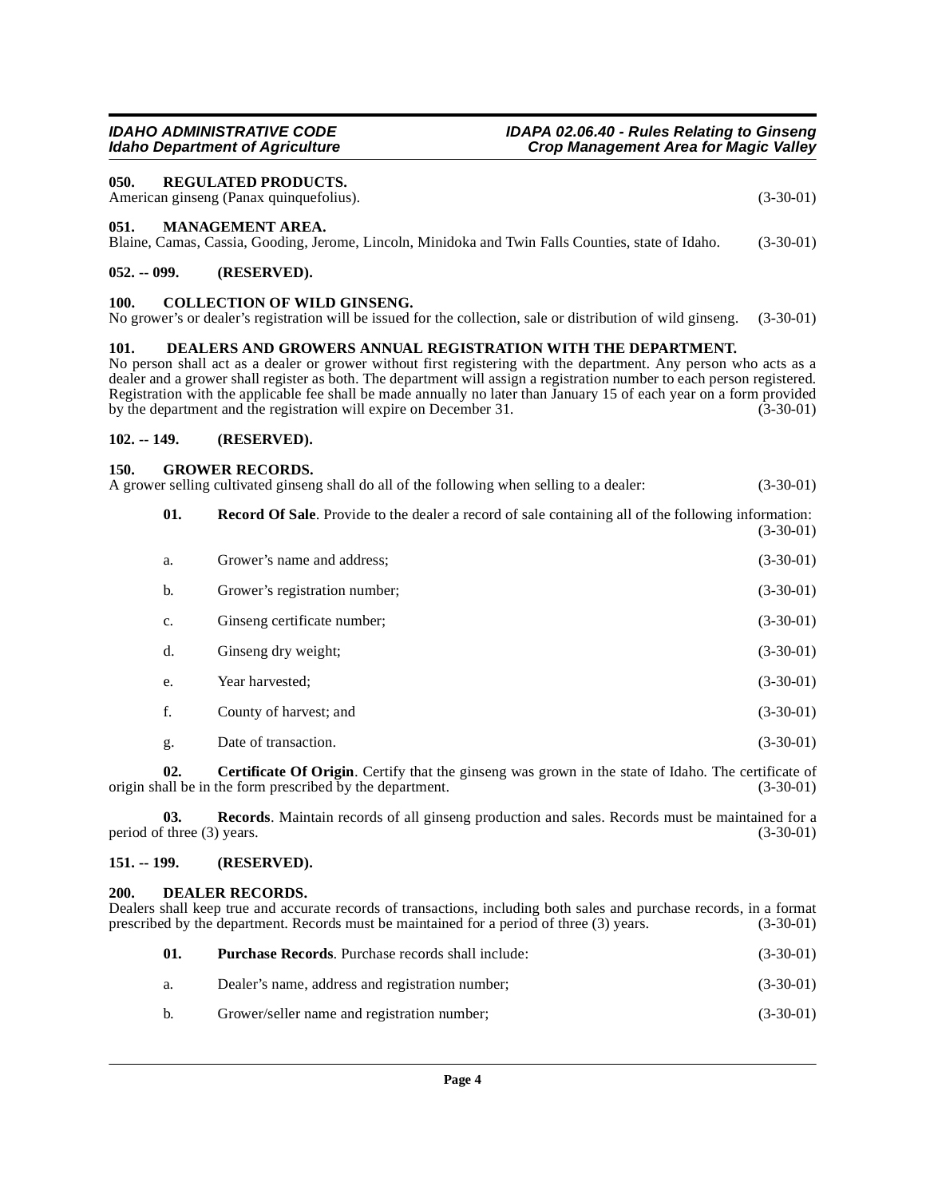### 050. REGULATED PRODUCTS.

American ginseng (Panax quinquefolius). (3-30-01)

### 051. MANAGEMENT AREA.

Blaine, Camas, Cassia, Gooding, Jerome, Lincoln, Minidoka and Twin Falls Counties, state of Idaho. (3-30-01)

### 052. -- 099. (RESERVED).

### 100. COLLECTION OF WILD GINSENG.

No grower's or dealer's registration will be issued for the collection, sale or distribution of wild ginseng. (3-30-01)

### 101. DEALERS AND GROWERS ANNUAL REGISTRATION WITH THE DEPARTMENT.

No person shall act as a dealer or grower without first registering with the department. Any person who acts as a dealer and a grower shall register as both. The department will assign a registration number to each person registered. Registration with the applicable fee shall be made annually no later than January 15 of each year on a form provided by the department and the registration will expire on December 31. (3-30-01)

### 102. -- 149. (RESERVED).

### 150. GROWER RECORDS.

A grower selling cultivated ginseng shall do all of the following when selling to a dealer: (3-30-01)

**01. Record Of Sale**. Provide to the dealer a record of sale containing all of the following information: (3-30-01)

a. Grower's name and address; (3-30-01)

b. Grower's registration number; (3-30-01)

c. Ginseng certificate number; (3-30-01)

d. Ginseng dry weight; (3-30-01)

e. Year harvested; (3-30-01)

f. County of harvest; and (3-30-01)

g. Date of transaction. (3-30-01)

**02. Certificate Of Origin**. Certify that the ginseng was grown in the state of Idaho. The certificate of origin shall be in the form prescribed by the department. (3-30-01)

**03. Records**. Maintain records of all ginseng production and sales. Records must be maintained for a period of three (3) years. (3-30-01)

### 151. -- 199. (RESERVED).

### 200. DEALER RECORDS.

Dealers shall keep true and accurate records of transactions, including both sales and purchase records, in a format prescribed by the department. Records must be maintained for a period of three (3) years. (3-30-01)

**01. Purchase Records**. Purchase records shall include: (3-30-01)

a. Dealer's name, address and registration number; (3-30-01)

b. Grower/seller name and registration number; (3-30-01)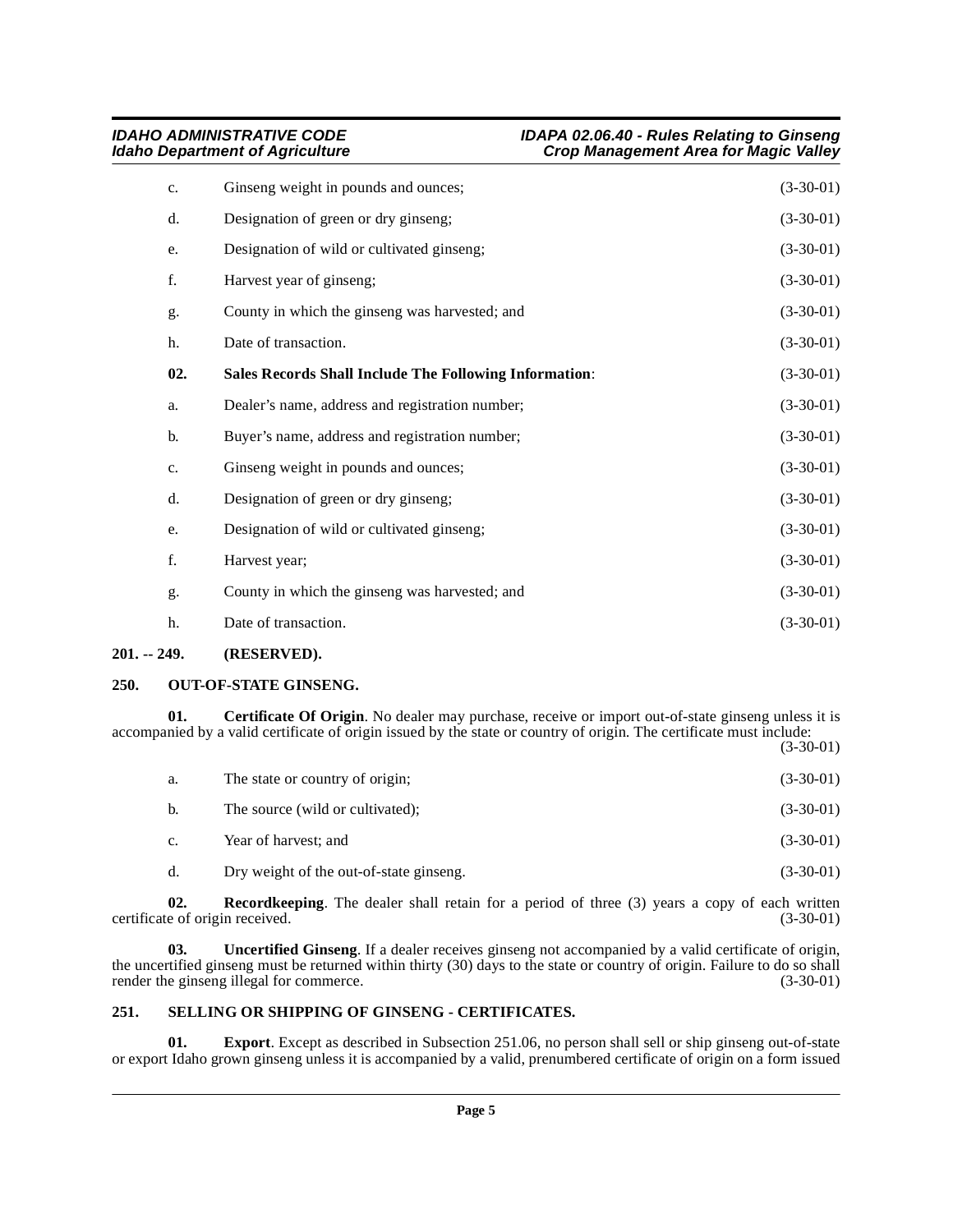c. Ginseng weight in pounds and ounces; (3-30-01)

d. Designation of green or dry ginseng; (3-30-01)

e. Designation of wild or cultivated ginseng; (3-30-01)

f. Harvest year of ginseng; (3-30-01)

g. County in which the ginseng was harvested; and (3-30-01)

h. Date of transaction. (3-30-01)

**02. Sales Records Shall Include The Following Information**: (3-30-01)

a. Dealer's name, address and registration number; (3-30-01)

b. Buyer's name, address and registration number; (3-30-01)

c. Ginseng weight in pounds and ounces; (3-30-01)

d. Designation of green or dry ginseng; (3-30-01)

e. Designation of wild or cultivated ginseng; (3-30-01)

f. Harvest year; (3-30-01)

g. County in which the ginseng was harvested; and (3-30-01)

h. Date of transaction. (3-30-01)

## 201. -- 249. (RESERVED).

## 250. OUT-OF-STATE GINSENG.

**01. Certificate Of Origin**. No dealer may purchase, receive or import out-of-state ginseng unless it is accompanied by a valid certificate of origin issued by the state or country of origin. The certificate must include: (3-30-01)

a. The state or country of origin; (3-30-01)

b. The source (wild or cultivated); (3-30-01)

c. Year of harvest; and (3-30-01)

d. Dry weight of the out-of-state ginseng. (3-30-01)

**02. Recordkeeping**. The dealer shall retain for a period of three (3) years a copy of each written certificate of origin received. (3-30-01)

**03. Uncertified Ginseng**. If a dealer receives ginseng not accompanied by a valid certificate of origin, the uncertified ginseng must be returned within thirty (30) days to the state or country of origin. Failure to do so shall render the ginseng illegal for commerce. (3-30-01)

## 251. SELLING OR SHIPPING OF GINSENG - CERTIFICATES.

**01. Export**. Except as described in Subsection 251.06, no person shall sell or ship ginseng out-of-state or export Idaho grown ginseng unless it is accompanied by a valid, prenumbered certificate of origin on a form issued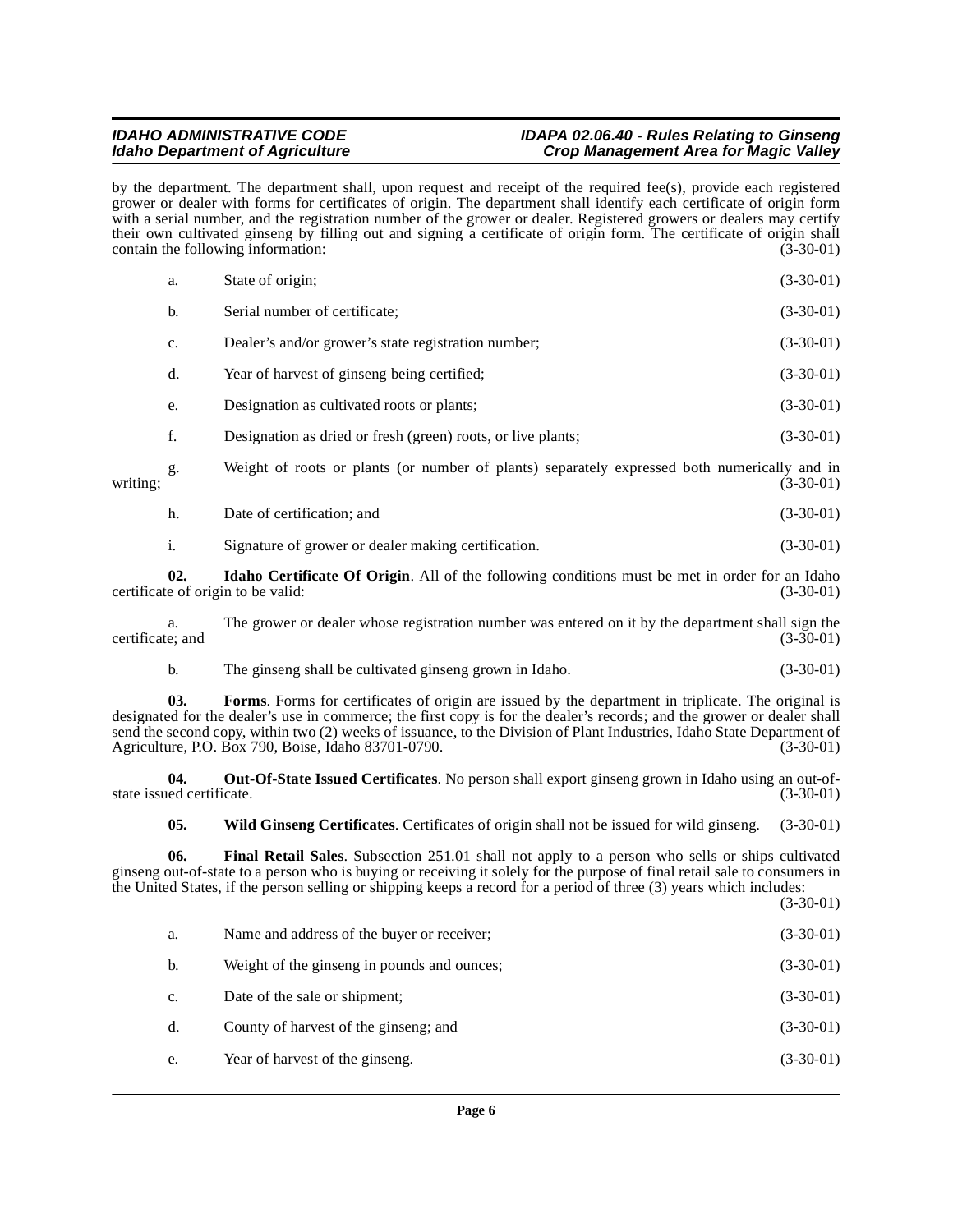by the department. The department shall, upon request and receipt of the required fee(s), provide each registered grower or dealer with forms for certificates of origin. The department shall identify each certificate of origin form with a serial number, and the registration number of the grower or dealer. Registered growers or dealers may certify their own cultivated ginseng by filling out and signing a certificate of origin form. The certificate of origin shall contain the following information: (3-30-01)

a. State of origin; (3-30-01)

b. Serial number of certificate; (3-30-01)

c. Dealer's and/or grower's state registration number; (3-30-01)

d. Year of harvest of ginseng being certified; (3-30-01)

e. Designation as cultivated roots or plants; (3-30-01)

f. Designation as dried or fresh (green) roots, or live plants; (3-30-01)

g. Weight of roots or plants (or number of plants) separately expressed both numerically and in writing; (3-30-01)

h. Date of certification; and (3-30-01)

i. Signature of grower or dealer making certification. (3-30-01)

**02. Idaho Certificate Of Origin**. All of the following conditions must be met in order for an Idaho certificate of origin to be valid: (3-30-01)

a. The grower or dealer whose registration number was entered on it by the department shall sign the certificate; and (3-30-01)

b. The ginseng shall be cultivated ginseng grown in Idaho. (3-30-01)

**03. Forms**. Forms for certificates of origin are issued by the department in triplicate. The original is designated for the dealer's use in commerce; the first copy is for the dealer's records; and the grower or dealer shall send the second copy, within two (2) weeks of issuance, to the Division of Plant Industries, Idaho State Department of Agriculture, P.O. Box 790, Boise, Idaho 83701-0790. (3-30-01)

**04. Out-Of-State Issued Certificates**. No person shall export ginseng grown in Idaho using an out-of-state issued certificate. (3-30-01)

**05. Wild Ginseng Certificates**. Certificates of origin shall not be issued for wild ginseng. (3-30-01)

**06. Final Retail Sales**. Subsection 251.01 shall not apply to a person who sells or ships cultivated ginseng out-of-state to a person who is buying or receiving it solely for the purpose of final retail sale to consumers in the United States, if the person selling or shipping keeps a record for a period of three (3) years which includes: (3-30-01)

a. Name and address of the buyer or receiver; (3-30-01)

b. Weight of the ginseng in pounds and ounces; (3-30-01)

c. Date of the sale or shipment; (3-30-01)

d. County of harvest of the ginseng; and (3-30-01)

e. Year of harvest of the ginseng. (3-30-01)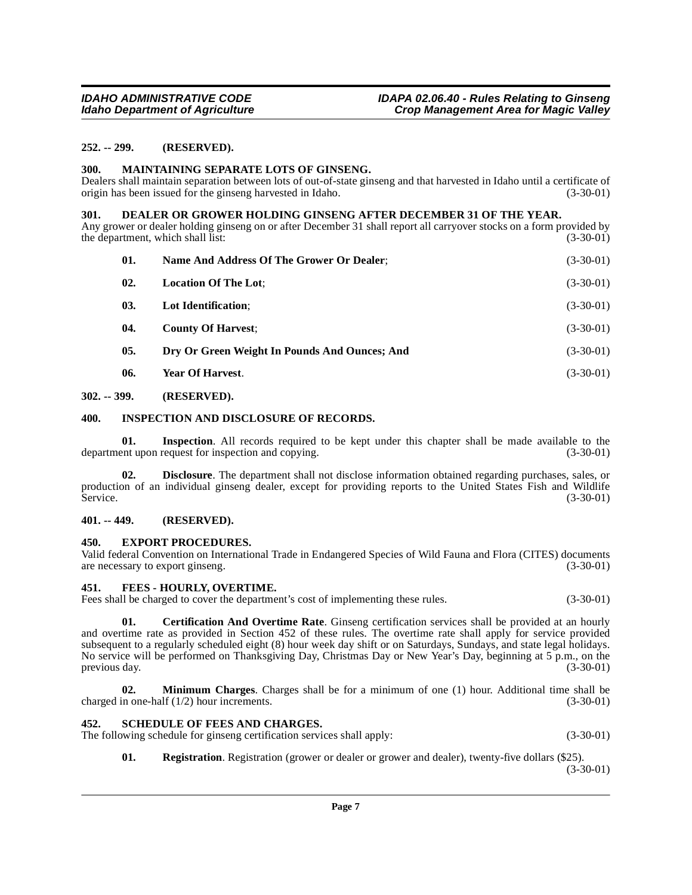**252. -- 299. (RESERVED).**

**300. MAINTAINING SEPARATE LOTS OF GINSENG.**

Dealers shall maintain separation between lots of out-of-state ginseng and that harvested in Idaho until a certificate of origin has been issued for the ginseng harvested in Idaho. (3-30-01)

**301. DEALER OR GROWER HOLDING GINSENG AFTER DECEMBER 31 OF THE YEAR.**

Any grower or dealer holding ginseng on or after December 31 shall report all carryover stocks on a form provided by the department, which shall list: (3-30-01)

**01. Name And Address Of The Grower Or Dealer**; (3-30-01)

**02. Location Of The Lot**; (3-30-01)

**03. Lot Identification**; (3-30-01)

**04. County Of Harvest**; (3-30-01)

**05. Dry Or Green Weight In Pounds And Ounces; And** (3-30-01)

**06. Year Of Harvest**. (3-30-01)

**302. -- 399. (RESERVED).**

**400. INSPECTION AND DISCLOSURE OF RECORDS.**

**01. Inspection**. All records required to be kept under this chapter shall be made available to the department upon request for inspection and copying. (3-30-01)

**02. Disclosure**. The department shall not disclose information obtained regarding purchases, sales, or production of an individual ginseng dealer, except for providing reports to the United States Fish and Wildlife Service. (3-30-01)

**401. -- 449. (RESERVED).**

**450. EXPORT PROCEDURES.**

Valid federal Convention on International Trade in Endangered Species of Wild Fauna and Flora (CITES) documents are necessary to export ginseng. (3-30-01)

**451. FEES - HOURLY, OVERTIME.**

Fees shall be charged to cover the department's cost of implementing these rules. (3-30-01)

**01. Certification And Overtime Rate**. Ginseng certification services shall be provided at an hourly and overtime rate as provided in Section 452 of these rules. The overtime rate shall apply for service provided subsequent to a regularly scheduled eight (8) hour week day shift or on Saturdays, Sundays, and state legal holidays. No service will be performed on Thanksgiving Day, Christmas Day or New Year's Day, beginning at 5 p.m., on the previous day. (3-30-01)

**02. Minimum Charges**. Charges shall be for a minimum of one (1) hour. Additional time shall be charged in one-half (1/2) hour increments. (3-30-01)

**452. SCHEDULE OF FEES AND CHARGES.**

The following schedule for ginseng certification services shall apply: (3-30-01)

**01. Registration**. Registration (grower or dealer or grower and dealer), twenty-five dollars ($25). (3-30-01)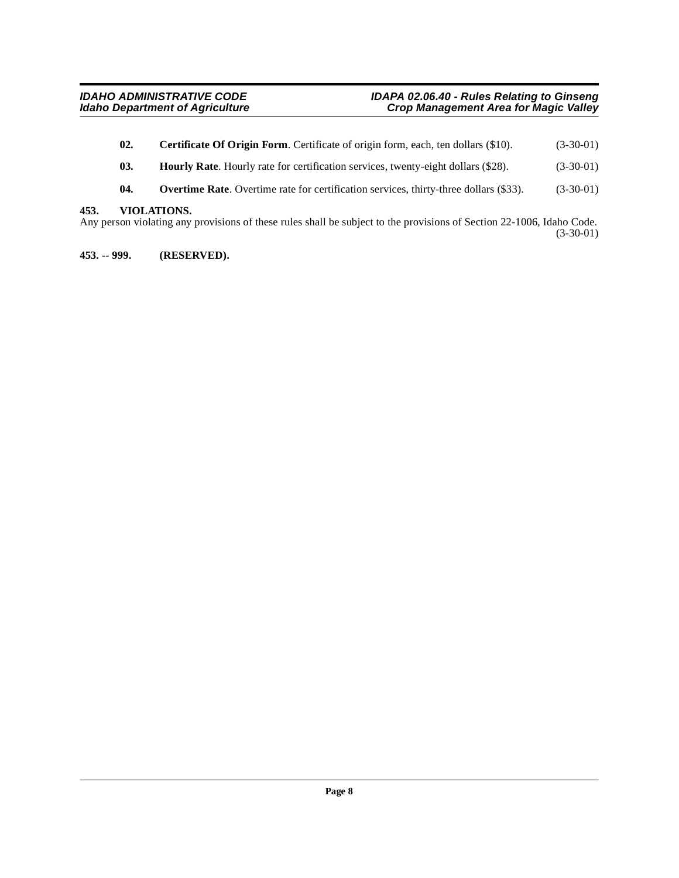**02. Certificate Of Origin Form**. Certificate of origin form, each, ten dollars ($10). (3-30-01)

**03. Hourly Rate**. Hourly rate for certification services, twenty-eight dollars ($28). (3-30-01)

**04. Overtime Rate**. Overtime rate for certification services, thirty-three dollars ($33). (3-30-01)

**453. VIOLATIONS.**

Any person violating any provisions of these rules shall be subject to the provisions of Section 22-1006, Idaho Code. (3-30-01)

**453. -- 999. (RESERVED).**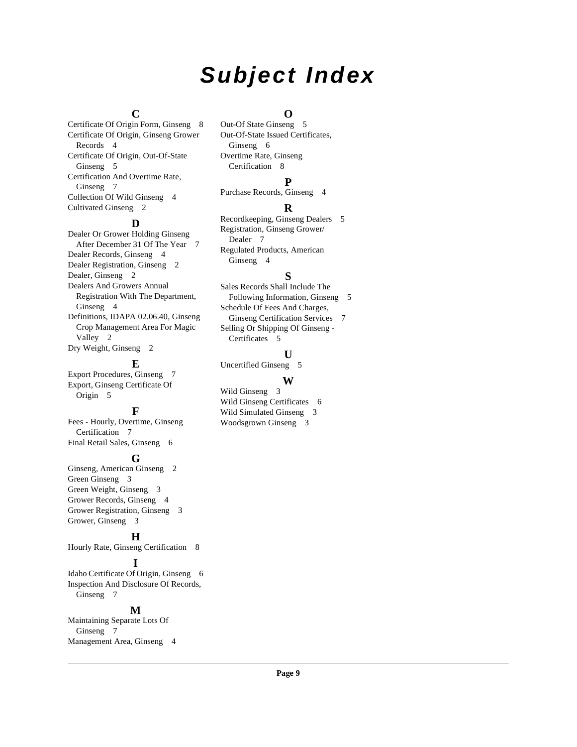# Subject Index

### C

Certificate Of Origin Form, Ginseng 8
Certificate Of Origin, Ginseng Grower Records 4
Certificate Of Origin, Out-Of-State Ginseng 5
Certification And Overtime Rate, Ginseng 7
Collection Of Wild Ginseng 4
Cultivated Ginseng 2

### D

Dealer Or Grower Holding Ginseng After December 31 Of The Year 7
Dealer Records, Ginseng 4
Dealer Registration, Ginseng 2
Dealer, Ginseng 2
Dealers And Growers Annual Registration With The Department, Ginseng 4
Definitions, IDAPA 02.06.40, Ginseng Crop Management Area For Magic Valley 2
Dry Weight, Ginseng 2

### E

Export Procedures, Ginseng 7
Export, Ginseng Certificate Of Origin 5

### F

Fees - Hourly, Overtime, Ginseng Certification 7
Final Retail Sales, Ginseng 6

### G

Ginseng, American Ginseng 2
Green Ginseng 3
Green Weight, Ginseng 3
Grower Records, Ginseng 4
Grower Registration, Ginseng 3
Grower, Ginseng 3

### H

Hourly Rate, Ginseng Certification 8

### I

Idaho Certificate Of Origin, Ginseng 6
Inspection And Disclosure Of Records, Ginseng 7

### M

Maintaining Separate Lots Of Ginseng 7
Management Area, Ginseng 4

### O

Out-Of State Ginseng 5
Out-Of-State Issued Certificates, Ginseng 6
Overtime Rate, Ginseng Certification 8

### P

Purchase Records, Ginseng 4

### R

Recordkeeping, Ginseng Dealers 5
Registration, Ginseng Grower/ Dealer 7
Regulated Products, American Ginseng 4

### S

Sales Records Shall Include The Following Information, Ginseng 5
Schedule Of Fees And Charges, Ginseng Certification Services 7
Selling Or Shipping Of Ginseng - Certificates 5

### U

Uncertified Ginseng 5

### W

Wild Ginseng 3
Wild Ginseng Certificates 6
Wild Simulated Ginseng 3
Woodsgrown Ginseng 3